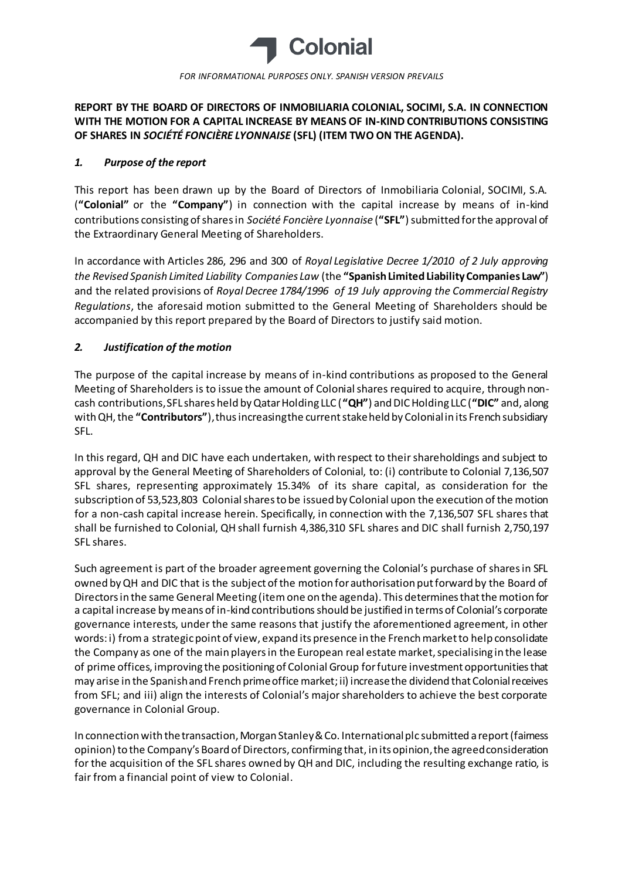Colonial

*FOR INFORMATIONAL PURPOSES ONLY. SPANISH VERSION PREVAILS*

**REPORT BY THE BOARD OF DIRECTORS OF INMOBILIARIA COLONIAL, SOCIMI, S.A. IN CONNECTION WITH THE MOTION FOR A CAPITAL INCREASE BY MEANS OF IN-KIND CONTRIBUTIONS CONSISTING OF SHARES IN *SOCIÉTÉ FONCIÈRE LYONNAISE* (SFL) (ITEM TWO ON THE AGENDA).**

## *1. Purpose of the report*

This report has been drawn up by the Board of Directors of Inmobiliaria Colonial, SOCIMI, S.A. (**"Colonial"** or the **"Company"**) in connection with the capital increase by means of in-kind contributions consisting of shares in *Société Foncière Lyonnaise* (**"SFL"**) submitted for the approval of the Extraordinary General Meeting of Shareholders.

In accordance with Articles 286, 296 and 300 of *Royal Legislative Decree 1/2010 of 2 July approving the Revised Spanish Limited Liability Companies Law* (the **"Spanish Limited Liability Companies Law"**) and the related provisions of *Royal Decree 1784/1996 of 19 July approving the Commercial Registry Regulations*, the aforesaid motion submitted to the General Meeting of Shareholders should be accompanied by this report prepared by the Board of Directors to justify said motion.

## *2. Justification of the motion*

The purpose of the capital increase by means of in-kind contributions as proposed to the General Meeting of Shareholders is to issue the amount of Colonial shares required to acquire, through non-cash contributions, SFL shares held by Qatar Holding LLC (**"QH"**) and DIC Holding LLC (**"DIC"** and, along with QH, the **"Contributors"**), thus increasing the current stake held by Colonial in its French subsidiary SFL.

In this regard, QH and DIC have each undertaken, with respect to their shareholdings and subject to approval by the General Meeting of Shareholders of Colonial, to: (i) contribute to Colonial 7,136,507 SFL shares, representing approximately 15.34% of its share capital, as consideration for the subscription of 53,523,803 Colonial shares to be issued by Colonial upon the execution of the motion for a non-cash capital increase herein. Specifically, in connection with the 7,136,507 SFL shares that shall be furnished to Colonial, QH shall furnish 4,386,310 SFL shares and DIC shall furnish 2,750,197 SFL shares.

Such agreement is part of the broader agreement governing the Colonial's purchase of shares in SFL owned by QH and DIC that is the subject of the motion for authorisation put forward by the Board of Directors in the same General Meeting (item one on the agenda). This determines that the motion for a capital increase by means of in-kind contributions should be justified in terms of Colonial's corporate governance interests, under the same reasons that justify the aforementioned agreement, in other words: i) from a strategic point of view, expand its presence in the French market to help consolidate the Company as one of the main players in the European real estate market, specialising in the lease of prime offices, improving the positioning of Colonial Group for future investment opportunities that may arise in the Spanish and French prime office market; ii) increase the dividend that Colonial receives from SFL; and iii) align the interests of Colonial's major shareholders to achieve the best corporate governance in Colonial Group.

In connection with the transaction, Morgan Stanley & Co. International plc submitted a report (fairness opinion) to the Company's Board of Directors, confirming that, in its opinion, the agreed consideration for the acquisition of the SFL shares owned by QH and DIC, including the resulting exchange ratio, is fair from a financial point of view to Colonial.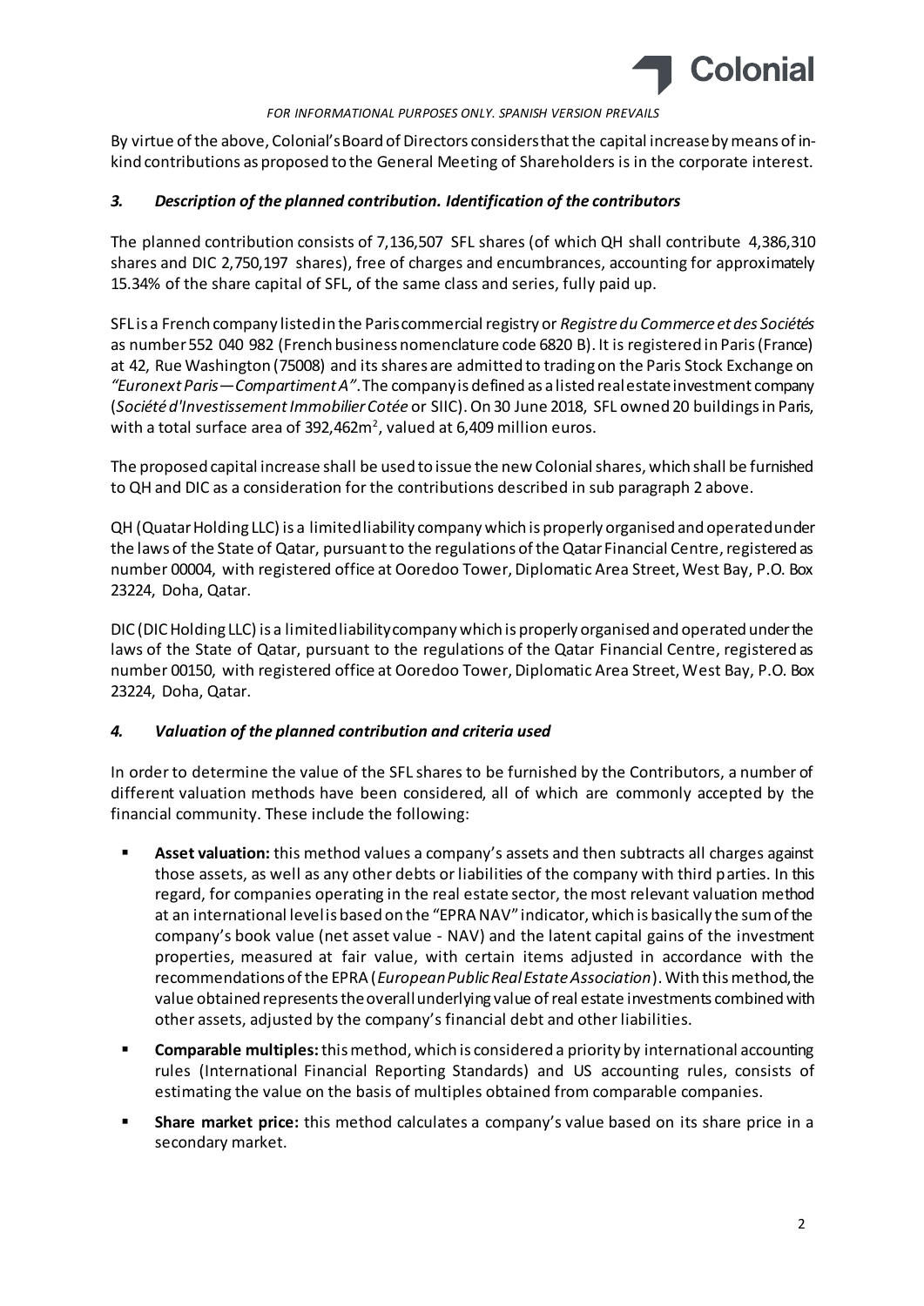By virtue of the above, Colonial's Board of Directors considers that the capital increase by means of in-kind contributions as proposed to the General Meeting of Shareholders is in the corporate interest.

### *3. Description of the planned contribution. Identification of the contributors*

The planned contribution consists of 7,136,507 SFL shares (of which QH shall contribute 4,386,310 shares and DIC 2,750,197 shares), free of charges and encumbrances, accounting for approximately 15.34% of the share capital of SFL, of the same class and series, fully paid up.

SFL is a French company listed in the Paris commercial registry or *Registre du Commerce et des Sociétés* as number 552 040 982 (French business nomenclature code 6820 B). It is registered in Paris (France) at 42, Rue Washington (75008) and its shares are admitted to trading on the Paris Stock Exchange on *"Euronext Paris—Compartiment A"*. The company is defined as a listed real estate investment company (*Société d'Investissement Immobilier Cotée* or SIIC). On 30 June 2018, SFL owned 20 buildings in Paris, with a total surface area of 392,462m², valued at 6,409 million euros.

The proposed capital increase shall be used to issue the new Colonial shares, which shall be furnished to QH and DIC as a consideration for the contributions described in sub paragraph 2 above.

QH (Quatar Holding LLC) is a limited liability company which is properly organised and operated under the laws of the State of Qatar, pursuant to the regulations of the Qatar Financial Centre, registered as number 00004, with registered office at Ooredoo Tower, Diplomatic Area Street, West Bay, P.O. Box 23224, Doha, Qatar.

DIC (DIC Holding LLC) is a limited liability company which is properly organised and operated under the laws of the State of Qatar, pursuant to the regulations of the Qatar Financial Centre, registered as number 00150, with registered office at Ooredoo Tower, Diplomatic Area Street, West Bay, P.O. Box 23224, Doha, Qatar.

### *4. Valuation of the planned contribution and criteria used*

In order to determine the value of the SFL shares to be furnished by the Contributors, a number of different valuation methods have been considered, all of which are commonly accepted by the financial community. These include the following:

- **Asset valuation:** this method values a company's assets and then subtracts all charges against those assets, as well as any other debts or liabilities of the company with third parties. In this regard, for companies operating in the real estate sector, the most relevant valuation method at an international level is based on the "EPRA NAV" indicator, which is basically the sum of the company's book value (net asset value - NAV) and the latent capital gains of the investment properties, measured at fair value, with certain items adjusted in accordance with the recommendations of the EPRA (*European Public Real Estate Association*). With this method, the value obtained represents the overall underlying value of real estate investments combined with other assets, adjusted by the company's financial debt and other liabilities.
- **Comparable multiples:** this method, which is considered a priority by international accounting rules (International Financial Reporting Standards) and US accounting rules, consists of estimating the value on the basis of multiples obtained from comparable companies.
- **Share market price:** this method calculates a company's value based on its share price in a secondary market.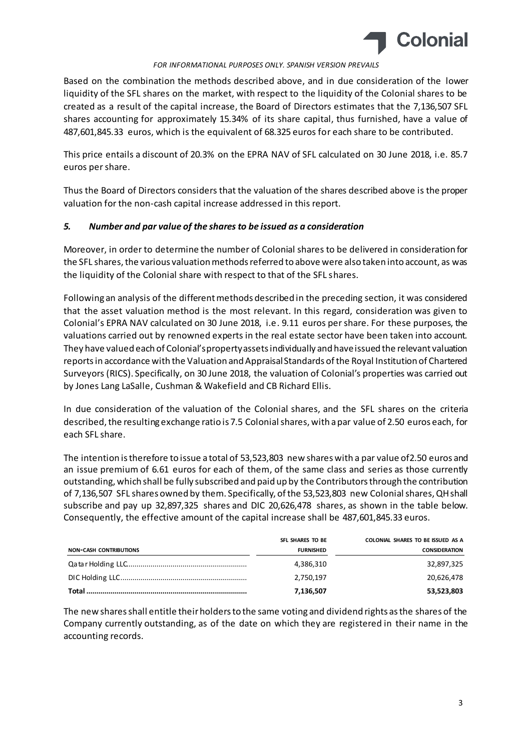*FOR INFORMATIONAL PURPOSES ONLY. SPANISH VERSION PREVAILS*

Based on the combination the methods described above, and in due consideration of the lower liquidity of the SFL shares on the market, with respect to the liquidity of the Colonial shares to be created as a result of the capital increase, the Board of Directors estimates that the 7,136,507 SFL shares accounting for approximately 15.34% of its share capital, thus furnished, have a value of 487,601,845.33 euros, which is the equivalent of 68.325 euros for each share to be contributed.

This price entails a discount of 20.3% on the EPRA NAV of SFL calculated on 30 June 2018, i.e. 85.7 euros per share.

Thus the Board of Directors considers that the valuation of the shares described above is the proper valuation for the non-cash capital increase addressed in this report.

### *5. Number and par value of the shares to be issued as a consideration*

Moreover, in order to determine the number of Colonial shares to be delivered in consideration for the SFL shares, the various valuation methods referred to above were also taken into account, as was the liquidity of the Colonial share with respect to that of the SFL shares.

Following an analysis of the different methods described in the preceding section, it was considered that the asset valuation method is the most relevant. In this regard, consideration was given to Colonial's EPRA NAV calculated on 30 June 2018, i.e. 9.11 euros per share. For these purposes, the valuations carried out by renowned experts in the real estate sector have been taken into account. They have valued each of Colonial's property assets individually and have issued the relevant valuation reports in accordance with the Valuation and Appraisal Standards of the Royal Institution of Chartered Surveyors (RICS). Specifically, on 30 June 2018, the valuation of Colonial's properties was carried out by Jones Lang LaSalle, Cushman & Wakefield and CB Richard Ellis.

In due consideration of the valuation of the Colonial shares, and the SFL shares on the criteria described, the resulting exchange ratio is 7.5 Colonial shares, with a par value of 2.50 euros each, for each SFL share.

The intention is therefore to issue a total of 53,523,803 new shares with a par value of2.50 euros and an issue premium of 6.61 euros for each of them, of the same class and series as those currently outstanding, which shall be fully subscribed and paid up by the Contributors through the contribution of 7,136,507 SFL shares owned by them. Specifically, of the 53,523,803 new Colonial shares, QH shall subscribe and pay up 32,897,325 shares and DIC 20,626,478 shares, as shown in the table below. Consequently, the effective amount of the capital increase shall be 487,601,845.33 euros.

| NON-CASH CONTRIBUTIONS | SFL SHARES TO BE FURNISHED | COLONIAL SHARES TO BE ISSUED AS A CONSIDERATION |
|---|---:|---:|
| Qatar Holding LLC | 4,386,310 | 32,897,325 |
| DIC Holding LLC | 2,750,197 | 20,626,478 |
| **Total** | **7,136,507** | **53,523,803** |

The new shares shall entitle their holders to the same voting and dividend rights as the shares of the Company currently outstanding, as of the date on which they are registered in their name in the accounting records.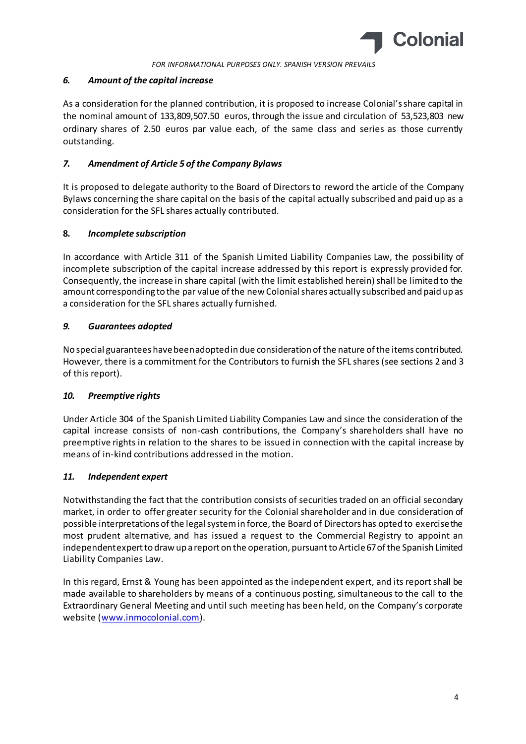*FOR INFORMATIONAL PURPOSES ONLY. SPANISH VERSION PREVAILS*

### *6. Amount of the capital increase*

As a consideration for the planned contribution, it is proposed to increase Colonial's share capital in the nominal amount of 133,809,507.50 euros, through the issue and circulation of 53,523,803 new ordinary shares of 2.50 euros par value each, of the same class and series as those currently outstanding.

### *7. Amendment of Article 5 of the Company Bylaws*

It is proposed to delegate authority to the Board of Directors to reword the article of the Company Bylaws concerning the share capital on the basis of the capital actually subscribed and paid up as a consideration for the SFL shares actually contributed.

### **8.** *Incomplete subscription*

In accordance with Article 311 of the Spanish Limited Liability Companies Law, the possibility of incomplete subscription of the capital increase addressed by this report is expressly provided for. Consequently, the increase in share capital (with the limit established herein) shall be limited to the amount corresponding to the par value of the new Colonial shares actually subscribed and paid up as a consideration for the SFL shares actually furnished.

### *9. Guarantees adopted*

No special guarantees have been adopted in due consideration of the nature of the items contributed. However, there is a commitment for the Contributors to furnish the SFL shares (see sections 2 and 3 of this report).

### *10. Preemptive rights*

Under Article 304 of the Spanish Limited Liability Companies Law and since the consideration of the capital increase consists of non-cash contributions, the Company's shareholders shall have no preemptive rights in relation to the shares to be issued in connection with the capital increase by means of in-kind contributions addressed in the motion.

### *11. Independent expert*

Notwithstanding the fact that the contribution consists of securities traded on an official secondary market, in order to offer greater security for the Colonial shareholder and in due consideration of possible interpretations of the legal system in force, the Board of Directors has opted to exercise the most prudent alternative, and has issued a request to the Commercial Registry to appoint an independent expert to draw up a report on the operation, pursuant to Article 67 of the Spanish Limited Liability Companies Law.

In this regard, Ernst & Young has been appointed as the independent expert, and its report shall be made available to shareholders by means of a continuous posting, simultaneous to the call to the Extraordinary General Meeting and until such meeting has been held, on the Company's corporate website (www.inmocolonial.com).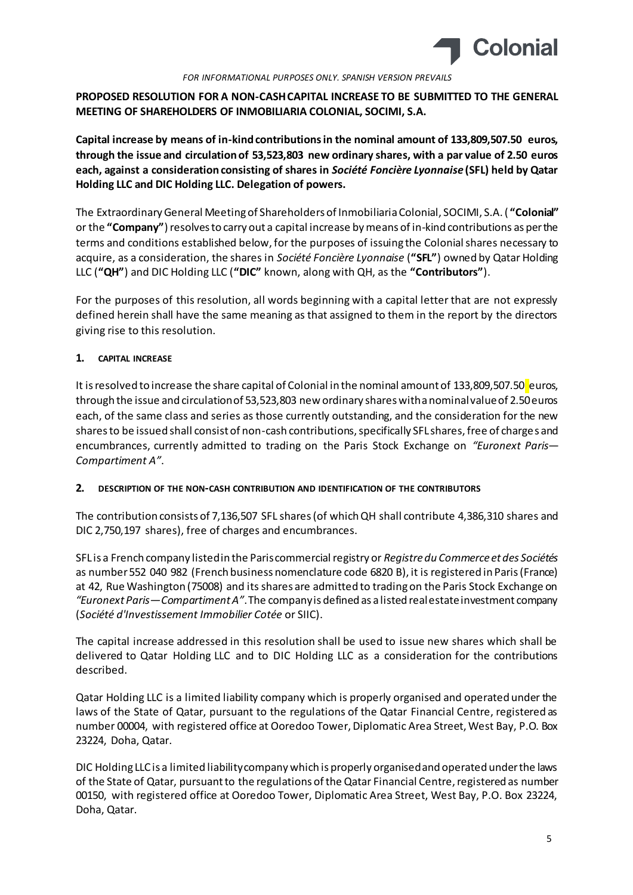FOR INFORMATIONAL PURPOSES ONLY. SPANISH VERSION PREVAILS

**PROPOSED RESOLUTION FOR A NON-CASH CAPITAL INCREASE TO BE SUBMITTED TO THE GENERAL MEETING OF SHAREHOLDERS OF INMOBILIARIA COLONIAL, SOCIMI, S.A.**

**Capital increase by means of in-kind contributions in the nominal amount of 133,809,507.50 euros, through the issue and circulation of 53,523,803 new ordinary shares, with a par value of 2.50 euros each, against a consideration consisting of shares in *Société Foncière Lyonnaise* (SFL) held by Qatar Holding LLC and DIC Holding LLC. Delegation of powers.**

The Extraordinary General Meeting of Shareholders of Inmobiliaria Colonial, SOCIMI, S.A. (**"Colonial"** or the **"Company"**) resolves to carry out a capital increase by means of in-kind contributions as per the terms and conditions established below, for the purposes of issuing the Colonial shares necessary to acquire, as a consideration, the shares in *Société Foncière Lyonnaise* (**"SFL"**) owned by Qatar Holding LLC (**"QH"**) and DIC Holding LLC (**"DIC"** known, along with QH, as the **"Contributors"**).

For the purposes of this resolution, all words beginning with a capital letter that are not expressly defined herein shall have the same meaning as that assigned to them in the report by the directors giving rise to this resolution.

## 1. CAPITAL INCREASE

It is resolved to increase the share capital of Colonial in the nominal amount of 133,809,507.50 euros, through the issue and circulation of 53,523,803 new ordinary shares with a nominal value of 2.50 euros each, of the same class and series as those currently outstanding, and the consideration for the new shares to be issued shall consist of non-cash contributions, specifically SFL shares, free of charges and encumbrances, currently admitted to trading on the Paris Stock Exchange on *"Euronext Paris—Compartiment A"*.

## 2. DESCRIPTION OF THE NON-CASH CONTRIBUTION AND IDENTIFICATION OF THE CONTRIBUTORS

The contribution consists of 7,136,507 SFL shares (of which QH shall contribute 4,386,310 shares and DIC 2,750,197 shares), free of charges and encumbrances.

SFL is a French company listed in the Paris commercial registry or *Registre du Commerce et des Sociétés* as number 552 040 982 (French business nomenclature code 6820 B), it is registered in Paris (France) at 42, Rue Washington (75008) and its shares are admitted to trading on the Paris Stock Exchange on *"Euronext Paris—Compartiment A"*. The company is defined as a listed real estate investment company (*Société d'Investissement Immobilier Cotée* or SIIC).

The capital increase addressed in this resolution shall be used to issue new shares which shall be delivered to Qatar Holding LLC and to DIC Holding LLC as a consideration for the contributions described.

Qatar Holding LLC is a limited liability company which is properly organised and operated under the laws of the State of Qatar, pursuant to the regulations of the Qatar Financial Centre, registered as number 00004, with registered office at Ooredoo Tower, Diplomatic Area Street, West Bay, P.O. Box 23224, Doha, Qatar.

DIC Holding LLC is a limited liability company which is properly organised and operated under the laws of the State of Qatar, pursuant to the regulations of the Qatar Financial Centre, registered as number 00150, with registered office at Ooredoo Tower, Diplomatic Area Street, West Bay, P.O. Box 23224, Doha, Qatar.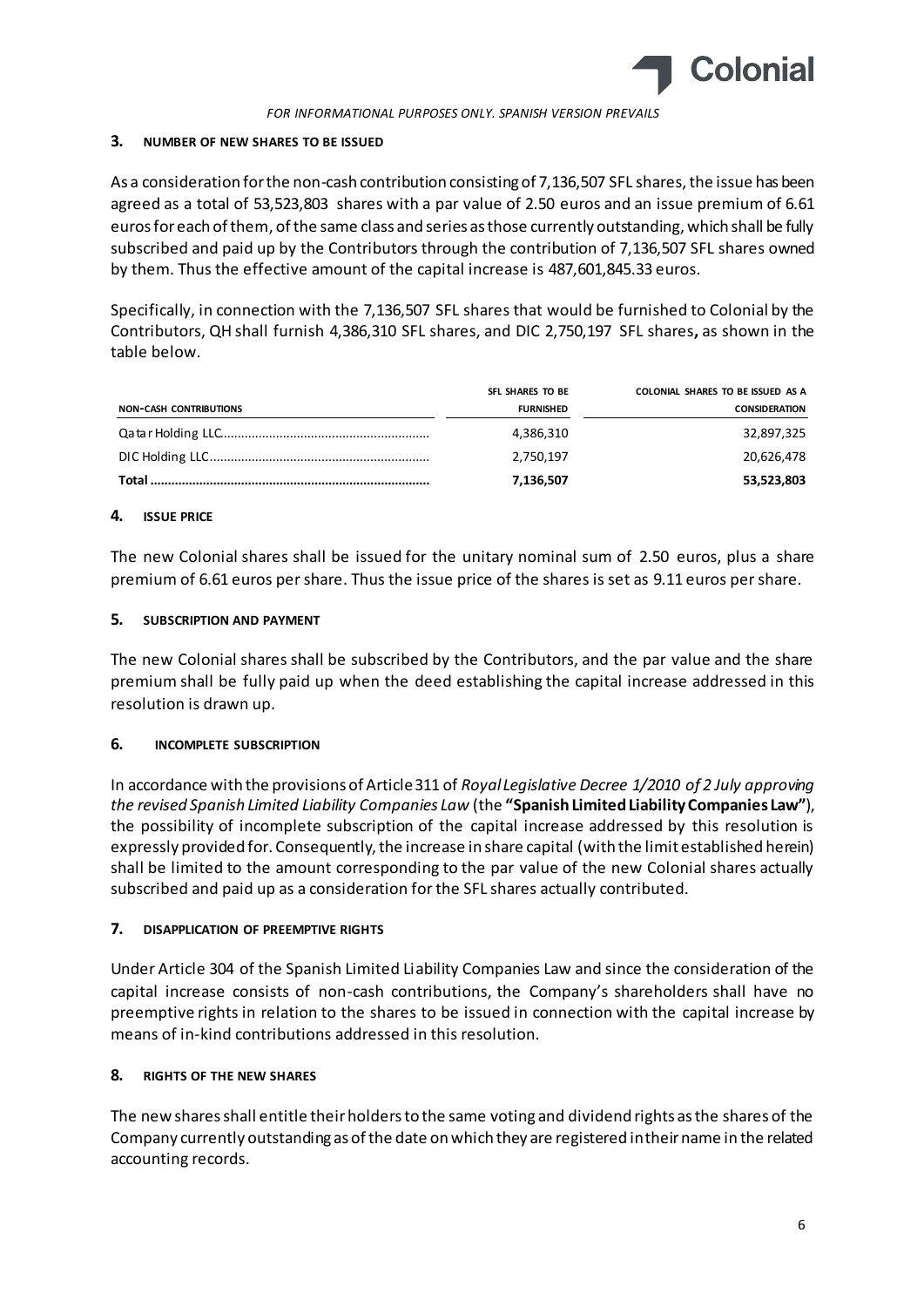## 3. NUMBER OF NEW SHARES TO BE ISSUED

As a consideration for the non-cash contribution consisting of 7,136,507 SFL shares, the issue has been agreed as a total of 53,523,803 shares with a par value of 2.50 euros and an issue premium of 6.61 euros for each of them, of the same class and series as those currently outstanding, which shall be fully subscribed and paid up by the Contributors through the contribution of 7,136,507 SFL shares owned by them. Thus the effective amount of the capital increase is 487,601,845.33 euros.

Specifically, in connection with the 7,136,507 SFL shares that would be furnished to Colonial by the Contributors, QH shall furnish 4,386,310 SFL shares, and DIC 2,750,197 SFL shares**,** as shown in the table below.

| NON-CASH CONTRIBUTIONS | SFL SHARES TO BE FURNISHED | COLONIAL SHARES TO BE ISSUED AS A CONSIDERATION |
|---|---|---|
| Qatar Holding LLC | 4,386,310 | 32,897,325 |
| DIC Holding LLC | 2,750,197 | 20,626,478 |
| **Total** | **7,136,507** | **53,523,803** |

## 4. ISSUE PRICE

The new Colonial shares shall be issued for the unitary nominal sum of 2.50 euros, plus a share premium of 6.61 euros per share. Thus the issue price of the shares is set as 9.11 euros per share.

## 5. SUBSCRIPTION AND PAYMENT

The new Colonial shares shall be subscribed by the Contributors, and the par value and the share premium shall be fully paid up when the deed establishing the capital increase addressed in this resolution is drawn up.

## 6. INCOMPLETE SUBSCRIPTION

In accordance with the provisions of Article 311 of *Royal Legislative Decree 1/2010 of 2 July approving the revised Spanish Limited Liability Companies Law* (the **"Spanish Limited Liability Companies Law"**), the possibility of incomplete subscription of the capital increase addressed by this resolution is expressly provided for. Consequently, the increase in share capital (with the limit established herein) shall be limited to the amount corresponding to the par value of the new Colonial shares actually subscribed and paid up as a consideration for the SFL shares actually contributed.

## 7. DISAPPLICATION OF PREEMPTIVE RIGHTS

Under Article 304 of the Spanish Limited Liability Companies Law and since the consideration of the capital increase consists of non-cash contributions, the Company's shareholders shall have no preemptive rights in relation to the shares to be issued in connection with the capital increase by means of in-kind contributions addressed in this resolution.

## 8. RIGHTS OF THE NEW SHARES

The new shares shall entitle their holders to the same voting and dividend rights as the shares of the Company currently outstanding as of the date on which they are registered in their name in the related accounting records.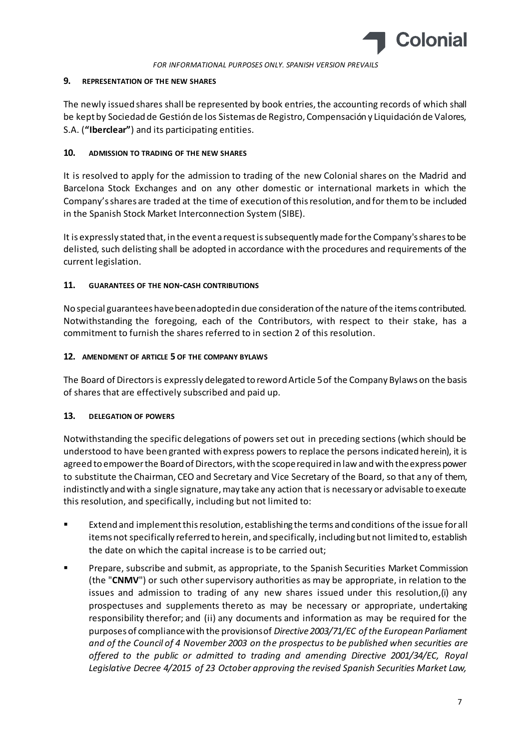## 9. REPRESENTATION OF THE NEW SHARES

The newly issued shares shall be represented by book entries, the accounting records of which shall be kept by Sociedad de Gestión de los Sistemas de Registro, Compensación y Liquidación de Valores, S.A. (**"Iberclear"**) and its participating entities.

## 10. ADMISSION TO TRADING OF THE NEW SHARES

It is resolved to apply for the admission to trading of the new Colonial shares on the Madrid and Barcelona Stock Exchanges and on any other domestic or international markets in which the Company's shares are traded at the time of execution of this resolution, and for them to be included in the Spanish Stock Market Interconnection System (SIBE).

It is expressly stated that, in the event a request is subsequently made for the Company's shares to be delisted, such delisting shall be adopted in accordance with the procedures and requirements of the current legislation.

## 11. GUARANTEES OF THE NON-CASH CONTRIBUTIONS

No special guarantees have been adopted in due consideration of the nature of the items contributed. Notwithstanding the foregoing, each of the Contributors, with respect to their stake, has a commitment to furnish the shares referred to in section 2 of this resolution.

## 12. AMENDMENT OF ARTICLE 5 OF THE COMPANY BYLAWS

The Board of Directors is expressly delegated to reword Article 5 of the Company Bylaws on the basis of shares that are effectively subscribed and paid up.

## 13. DELEGATION OF POWERS

Notwithstanding the specific delegations of powers set out in preceding sections (which should be understood to have been granted with express powers to replace the persons indicated herein), it is agreed to empower the Board of Directors, with the scope required in law and with the express power to substitute the Chairman, CEO and Secretary and Vice Secretary of the Board, so that any of them, indistinctly and with a single signature, may take any action that is necessary or advisable to execute this resolution, and specifically, including but not limited to:

- Extend and implement this resolution, establishing the terms and conditions of the issue for all items not specifically referred to herein, and specifically, including but not limited to, establish the date on which the capital increase is to be carried out;
- Prepare, subscribe and submit, as appropriate, to the Spanish Securities Market Commission (the "**CNMV**") or such other supervisory authorities as may be appropriate, in relation to the issues and admission to trading of any new shares issued under this resolution,(i) any prospectuses and supplements thereto as may be necessary or appropriate, undertaking responsibility therefor; and (ii) any documents and information as may be required for the purposes of compliance with the provisions of *Directive 2003/71/EC of the European Parliament and of the Council of 4 November 2003 on the prospectus to be published when securities are offered to the public or admitted to trading and amending Directive 2001/34/EC, Royal Legislative Decree 4/2015 of 23 October approving the revised Spanish Securities Market Law,*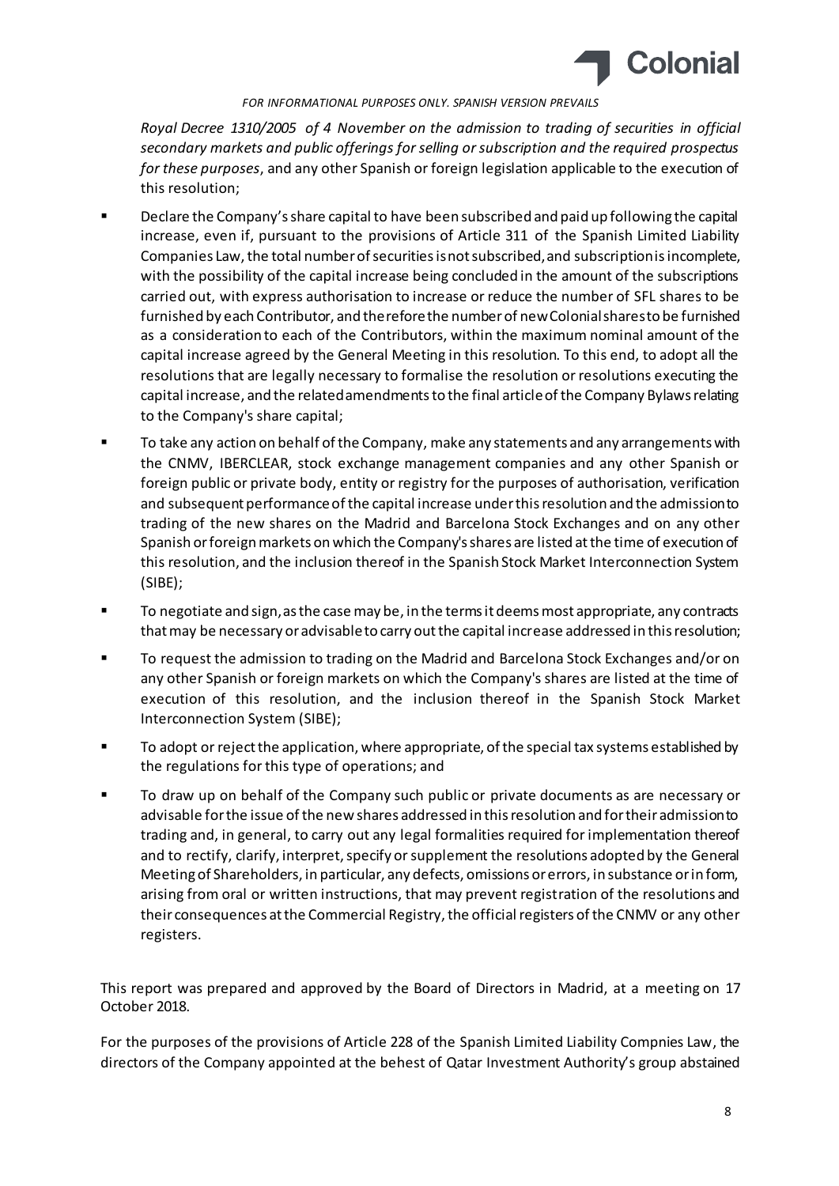*Royal Decree 1310/2005 of 4 November on the admission to trading of securities in official secondary markets and public offerings for selling or subscription and the required prospectus for these purposes*, and any other Spanish or foreign legislation applicable to the execution of this resolution;

- Declare the Company's share capital to have been subscribed and paid up following the capital increase, even if, pursuant to the provisions of Article 311 of the Spanish Limited Liability Companies Law, the total number of securities is not subscribed, and subscription is incomplete, with the possibility of the capital increase being concluded in the amount of the subscriptions carried out, with express authorisation to increase or reduce the number of SFL shares to be furnished by each Contributor, and therefore the number of new Colonial shares to be furnished as a consideration to each of the Contributors, within the maximum nominal amount of the capital increase agreed by the General Meeting in this resolution. To this end, to adopt all the resolutions that are legally necessary to formalise the resolution or resolutions executing the capital increase, and the related amendments to the final article of the Company Bylaws relating to the Company's share capital;
- To take any action on behalf of the Company, make any statements and any arrangements with the CNMV, IBERCLEAR, stock exchange management companies and any other Spanish or foreign public or private body, entity or registry for the purposes of authorisation, verification and subsequent performance of the capital increase under this resolution and the admission to trading of the new shares on the Madrid and Barcelona Stock Exchanges and on any other Spanish or foreign markets on which the Company's shares are listed at the time of execution of this resolution, and the inclusion thereof in the Spanish Stock Market Interconnection System (SIBE);
- To negotiate and sign, as the case may be, in the terms it deems most appropriate, any contracts that may be necessary or advisable to carry out the capital increase addressed in this resolution;
- To request the admission to trading on the Madrid and Barcelona Stock Exchanges and/or on any other Spanish or foreign markets on which the Company's shares are listed at the time of execution of this resolution, and the inclusion thereof in the Spanish Stock Market Interconnection System (SIBE);
- To adopt or reject the application, where appropriate, of the special tax systems established by the regulations for this type of operations; and
- To draw up on behalf of the Company such public or private documents as are necessary or advisable for the issue of the new shares addressed in this resolution and for their admission to trading and, in general, to carry out any legal formalities required for implementation thereof and to rectify, clarify, interpret, specify or supplement the resolutions adopted by the General Meeting of Shareholders, in particular, any defects, omissions or errors, in substance or in form, arising from oral or written instructions, that may prevent registration of the resolutions and their consequences at the Commercial Registry, the official registers of the CNMV or any other registers.

This report was prepared and approved by the Board of Directors in Madrid, at a meeting on 17 October 2018.

For the purposes of the provisions of Article 228 of the Spanish Limited Liability Compnies Law, the directors of the Company appointed at the behest of Qatar Investment Authority's group abstained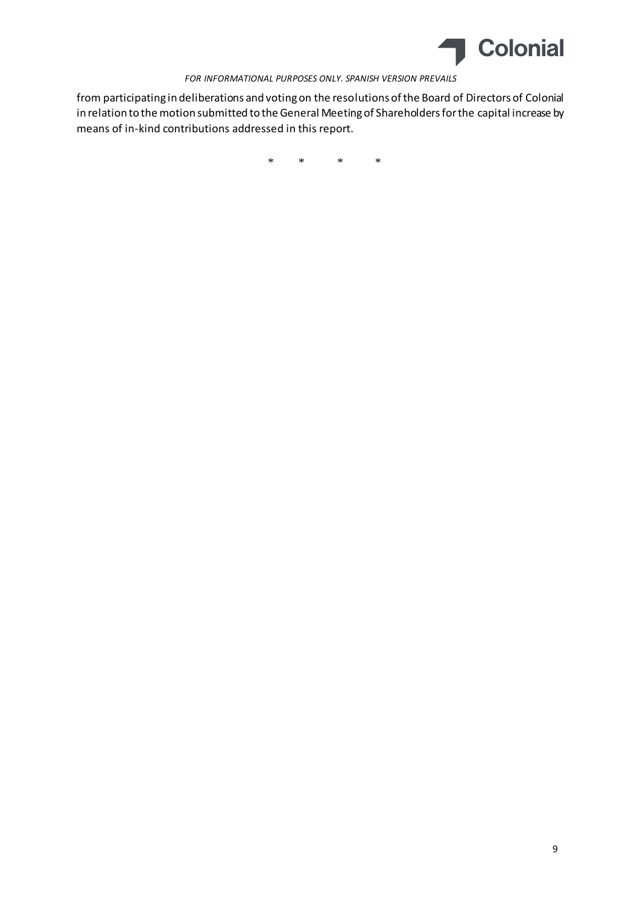from participating in deliberations and voting on the resolutions of the Board of Directors of Colonial in relation to the motion submitted to the General Meeting of Shareholders for the capital increase by means of in-kind contributions addressed in this report.

\* \* \* \*